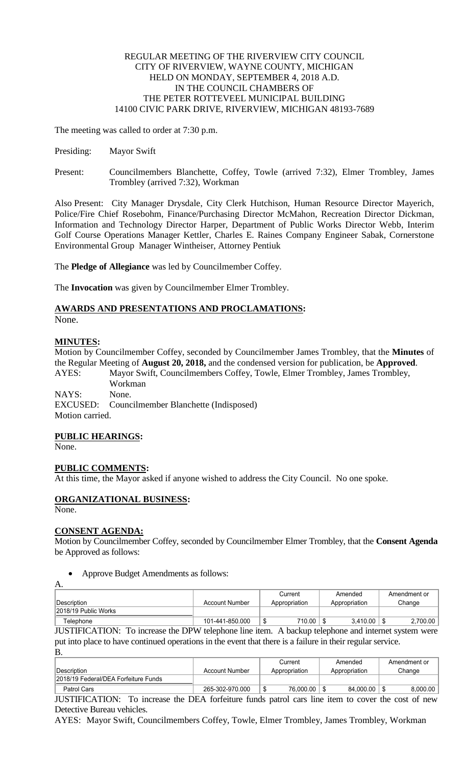REGULAR MEETING OF THE RIVERVIEW CITY COUNCIL
CITY OF RIVERVIEW, WAYNE COUNTY, MICHIGAN
HELD ON MONDAY, SEPTEMBER 4, 2018 A.D.
IN THE COUNCIL CHAMBERS OF
THE PETER ROTTEVEEL MUNICIPAL BUILDING
14100 CIVIC PARK DRIVE, RIVERVIEW, MICHIGAN 48193-7689

The meeting was called to order at 7:30 p.m.

Presiding: Mayor Swift

Present: Councilmembers Blanchette, Coffey, Towle (arrived 7:32), Elmer Trombley, James Trombley (arrived 7:32), Workman

Also Present: City Manager Drysdale, City Clerk Hutchison, Human Resource Director Mayerich, Police/Fire Chief Rosebohm, Finance/Purchasing Director McMahon, Recreation Director Dickman, Information and Technology Director Harper, Department of Public Works Director Webb, Interim Golf Course Operations Manager Kettler, Charles E. Raines Company Engineer Sabak, Cornerstone Environmental Group Manager Wintheiser, Attorney Pentiuk

The **Pledge of Allegiance** was led by Councilmember Coffey.

The **Invocation** was given by Councilmember Elmer Trombley.

**AWARDS AND PRESENTATIONS AND PROCLAMATIONS:**
None.

**MINUTES:**
Motion by Councilmember Coffey, seconded by Councilmember James Trombley, that the **Minutes** of the Regular Meeting of **August 20, 2018,** and the condensed version for publication, be **Approved**.
AYES: Mayor Swift, Councilmembers Coffey, Towle, Elmer Trombley, James Trombley, Workman
NAYS: None.
EXCUSED: Councilmember Blanchette (Indisposed)
Motion carried.

**PUBLIC HEARINGS:**
None.

**PUBLIC COMMENTS:**
At this time, the Mayor asked if anyone wished to address the City Council. No one spoke.

**ORGANIZATIONAL BUSINESS:**
None.

**CONSENT AGENDA:**
Motion by Councilmember Coffey, seconded by Councilmember Elmer Trombley, that the **Consent Agenda** be Approved as follows:

- Approve Budget Amendments as follows:

A.

| Description | Account Number | Current Appropriation | Amended Appropriation | Amendment or Change |
|---|---|---|---|---|
| 2018/19 Public Works | | | | |
| Telephone | 101-441-850.000 | $ 710.00 | $ 3,410.00 | $ 2,700.00 |

JUSTIFICATION: To increase the DPW telephone line item. A backup telephone and internet system were put into place to have continued operations in the event that there is a failure in their regular service.

B.

| Description | Account Number | Current Appropriation | Amended Appropriation | Amendment or Change |
|---|---|---|---|---|
| 2018/19 Federal/DEA Forfeiture Funds | | | | |
| Patrol Cars | 265-302-970.000 | $ 76,000.00 | $ 84,000.00 | $ 8,000.00 |

JUSTIFICATION: To increase the DEA forfeiture funds patrol cars line item to cover the cost of new Detective Bureau vehicles.

AYES: Mayor Swift, Councilmembers Coffey, Towle, Elmer Trombley, James Trombley, Workman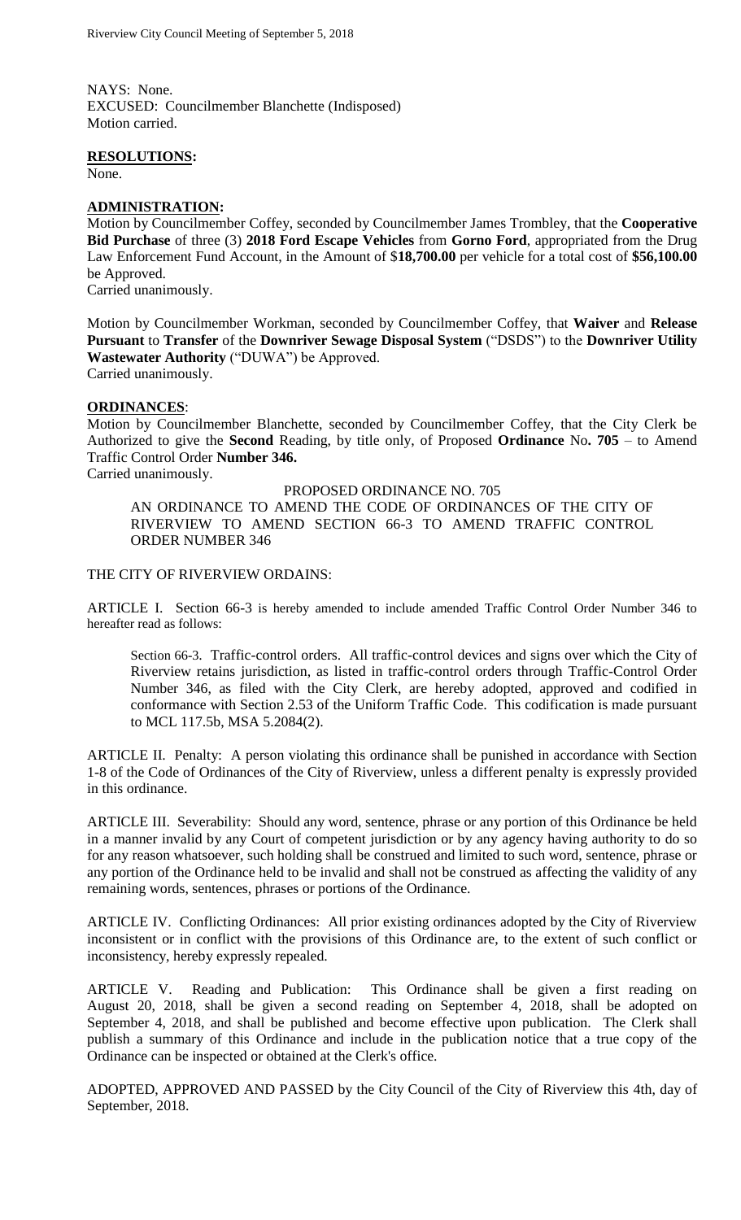NAYS: None.
EXCUSED: Councilmember Blanchette (Indisposed)
Motion carried.

**RESOLUTIONS:**

None.

**ADMINISTRATION:**

Motion by Councilmember Coffey, seconded by Councilmember James Trombley, that the **Cooperative Bid Purchase** of three (3) **2018 Ford Escape Vehicles** from **Gorno Ford**, appropriated from the Drug Law Enforcement Fund Account, in the Amount of $**18,700.00** per vehicle for a total cost of **$56,100.00** be Approved.
Carried unanimously.

Motion by Councilmember Workman, seconded by Councilmember Coffey, that **Waiver** and **Release Pursuant** to **Transfer** of the **Downriver Sewage Disposal System** ("DSDS") to the **Downriver Utility Wastewater Authority** ("DUWA") be Approved.
Carried unanimously.

**ORDINANCES**:

Motion by Councilmember Blanchette, seconded by Councilmember Coffey, that the City Clerk be Authorized to give the **Second** Reading, by title only, of Proposed **Ordinance** No**. 705** – to Amend Traffic Control Order **Number 346.**
Carried unanimously.

PROPOSED ORDINANCE NO. 705

AN ORDINANCE TO AMEND THE CODE OF ORDINANCES OF THE CITY OF RIVERVIEW TO AMEND SECTION 66-3 TO AMEND TRAFFIC CONTROL ORDER NUMBER 346

THE CITY OF RIVERVIEW ORDAINS:

ARTICLE I. Section 66-3 is hereby amended to include amended Traffic Control Order Number 346 to hereafter read as follows:

Section 66-3. Traffic-control orders. All traffic-control devices and signs over which the City of Riverview retains jurisdiction, as listed in traffic-control orders through Traffic-Control Order Number 346, as filed with the City Clerk, are hereby adopted, approved and codified in conformance with Section 2.53 of the Uniform Traffic Code. This codification is made pursuant to MCL 117.5b, MSA 5.2084(2).

ARTICLE II. Penalty: A person violating this ordinance shall be punished in accordance with Section 1-8 of the Code of Ordinances of the City of Riverview, unless a different penalty is expressly provided in this ordinance.

ARTICLE III. Severability: Should any word, sentence, phrase or any portion of this Ordinance be held in a manner invalid by any Court of competent jurisdiction or by any agency having authority to do so for any reason whatsoever, such holding shall be construed and limited to such word, sentence, phrase or any portion of the Ordinance held to be invalid and shall not be construed as affecting the validity of any remaining words, sentences, phrases or portions of the Ordinance.

ARTICLE IV. Conflicting Ordinances: All prior existing ordinances adopted by the City of Riverview inconsistent or in conflict with the provisions of this Ordinance are, to the extent of such conflict or inconsistency, hereby expressly repealed.

ARTICLE V. Reading and Publication: This Ordinance shall be given a first reading on August 20, 2018, shall be given a second reading on September 4, 2018, shall be adopted on September 4, 2018, and shall be published and become effective upon publication. The Clerk shall publish a summary of this Ordinance and include in the publication notice that a true copy of the Ordinance can be inspected or obtained at the Clerk's office.

ADOPTED, APPROVED AND PASSED by the City Council of the City of Riverview this 4th, day of September, 2018.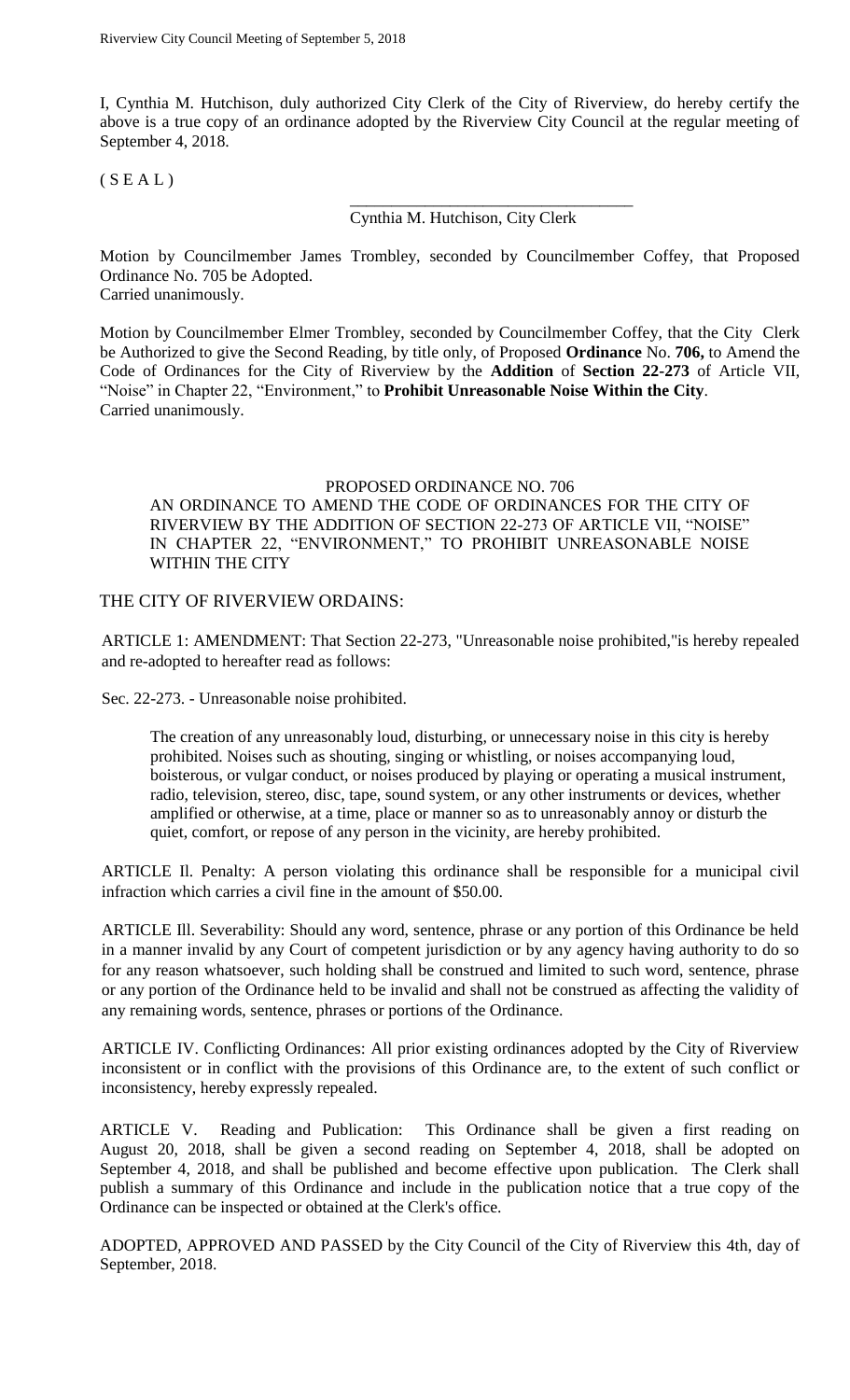I, Cynthia M. Hutchison, duly authorized City Clerk of the City of Riverview, do hereby certify the above is a true copy of an ordinance adopted by the Riverview City Council at the regular meeting of September 4, 2018.

( S E A L )

\_\_\_\_\_\_\_\_\_\_\_\_\_\_\_\_\_\_\_\_\_\_\_\_\_\_\_\_\_\_\_\_\_\_\_

Cynthia M. Hutchison, City Clerk

Motion by Councilmember James Trombley, seconded by Councilmember Coffey, that Proposed Ordinance No. 705 be Adopted.
Carried unanimously.

Motion by Councilmember Elmer Trombley, seconded by Councilmember Coffey, that the City Clerk be Authorized to give the Second Reading, by title only, of Proposed **Ordinance** No. **706,** to Amend the Code of Ordinances for the City of Riverview by the **Addition** of **Section 22-273** of Article VII, "Noise" in Chapter 22, "Environment," to **Prohibit Unreasonable Noise Within the City**.
Carried unanimously.

PROPOSED ORDINANCE NO. 706

AN ORDINANCE TO AMEND THE CODE OF ORDINANCES FOR THE CITY OF RIVERVIEW BY THE ADDITION OF SECTION 22-273 OF ARTICLE VII, "NOISE" IN CHAPTER 22, "ENVIRONMENT," TO PROHIBIT UNREASONABLE NOISE WITHIN THE CITY

THE CITY OF RIVERVIEW ORDAINS:

ARTICLE 1: AMENDMENT: That Section 22-273, "Unreasonable noise prohibited,"is hereby repealed and re-adopted to hereafter read as follows:

Sec. 22-273. - Unreasonable noise prohibited.

The creation of any unreasonably loud, disturbing, or unnecessary noise in this city is hereby prohibited. Noises such as shouting, singing or whistling, or noises accompanying loud, boisterous, or vulgar conduct, or noises produced by playing or operating a musical instrument, radio, television, stereo, disc, tape, sound system, or any other instruments or devices, whether amplified or otherwise, at a time, place or manner so as to unreasonably annoy or disturb the quiet, comfort, or repose of any person in the vicinity, are hereby prohibited.

ARTICLE Il. Penalty: A person violating this ordinance shall be responsible for a municipal civil infraction which carries a civil fine in the amount of $50.00.

ARTICLE Ill. Severability: Should any word, sentence, phrase or any portion of this Ordinance be held in a manner invalid by any Court of competent jurisdiction or by any agency having authority to do so for any reason whatsoever, such holding shall be construed and limited to such word, sentence, phrase or any portion of the Ordinance held to be invalid and shall not be construed as affecting the validity of any remaining words, sentence, phrases or portions of the Ordinance.

ARTICLE IV. Conflicting Ordinances: All prior existing ordinances adopted by the City of Riverview inconsistent or in conflict with the provisions of this Ordinance are, to the extent of such conflict or inconsistency, hereby expressly repealed.

ARTICLE V. Reading and Publication: This Ordinance shall be given a first reading on August 20, 2018, shall be given a second reading on September 4, 2018, shall be adopted on September 4, 2018, and shall be published and become effective upon publication. The Clerk shall publish a summary of this Ordinance and include in the publication notice that a true copy of the Ordinance can be inspected or obtained at the Clerk's office.

ADOPTED, APPROVED AND PASSED by the City Council of the City of Riverview this 4th, day of September, 2018.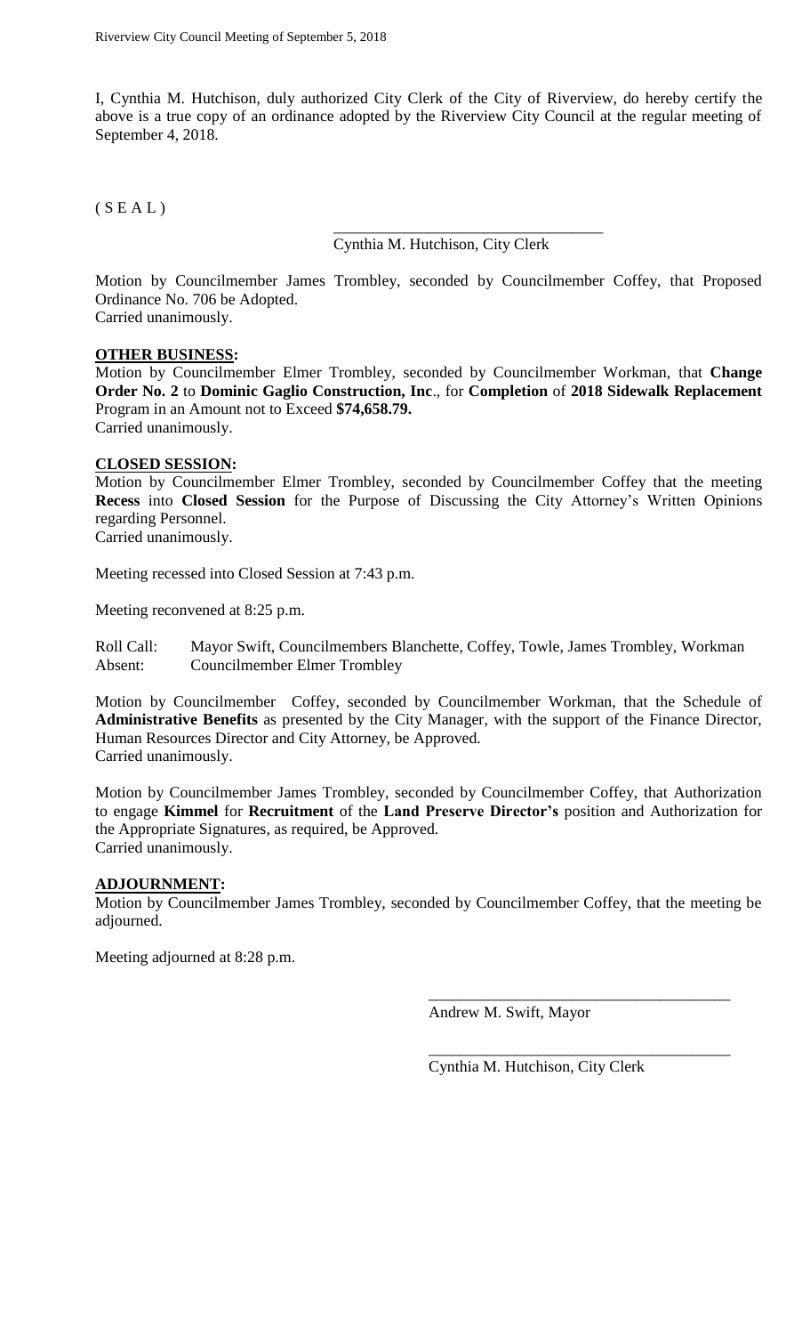I, Cynthia M. Hutchison, duly authorized City Clerk of the City of Riverview, do hereby certify the above is a true copy of an ordinance adopted by the Riverview City Council at the regular meeting of September 4, 2018.

( S E A L )

\_\_\_\_\_\_\_\_\_\_\_\_\_\_\_\_\_\_\_\_\_\_\_\_\_\_\_\_\_\_\_\_\_\_

Cynthia M. Hutchison, City Clerk

Motion by Councilmember James Trombley, seconded by Councilmember Coffey, that Proposed Ordinance No. 706 be Adopted.
Carried unanimously.

**OTHER BUSINESS:**

Motion by Councilmember Elmer Trombley, seconded by Councilmember Workman, that **Change Order No. 2** to **Dominic Gaglio Construction, Inc**., for **Completion** of **2018 Sidewalk Replacement** Program in an Amount not to Exceed **$74,658.79.**
Carried unanimously.

**CLOSED SESSION:**

Motion by Councilmember Elmer Trombley, seconded by Councilmember Coffey that the meeting **Recess** into **Closed Session** for the Purpose of Discussing the City Attorney's Written Opinions regarding Personnel.
Carried unanimously.

Meeting recessed into Closed Session at 7:43 p.m.

Meeting reconvened at 8:25 p.m.

Roll Call: Mayor Swift, Councilmembers Blanchette, Coffey, Towle, James Trombley, Workman
Absent: Councilmember Elmer Trombley

Motion by Councilmember Coffey, seconded by Councilmember Workman, that the Schedule of **Administrative Benefits** as presented by the City Manager, with the support of the Finance Director, Human Resources Director and City Attorney, be Approved.
Carried unanimously.

Motion by Councilmember James Trombley, seconded by Councilmember Coffey, that Authorization to engage **Kimmel** for **Recruitment** of the **Land Preserve Director's** position and Authorization for the Appropriate Signatures, as required, be Approved.
Carried unanimously.

**ADJOURNMENT:**

Motion by Councilmember James Trombley, seconded by Councilmember Coffey, that the meeting be adjourned.

Meeting adjourned at 8:28 p.m.

\_\_\_\_\_\_\_\_\_\_\_\_\_\_\_\_\_\_\_\_\_\_\_\_\_\_\_\_\_\_\_\_\_\_\_\_\_\_

Andrew M. Swift, Mayor

\_\_\_\_\_\_\_\_\_\_\_\_\_\_\_\_\_\_\_\_\_\_\_\_\_\_\_\_\_\_\_\_\_\_\_\_\_\_

Cynthia M. Hutchison, City Clerk